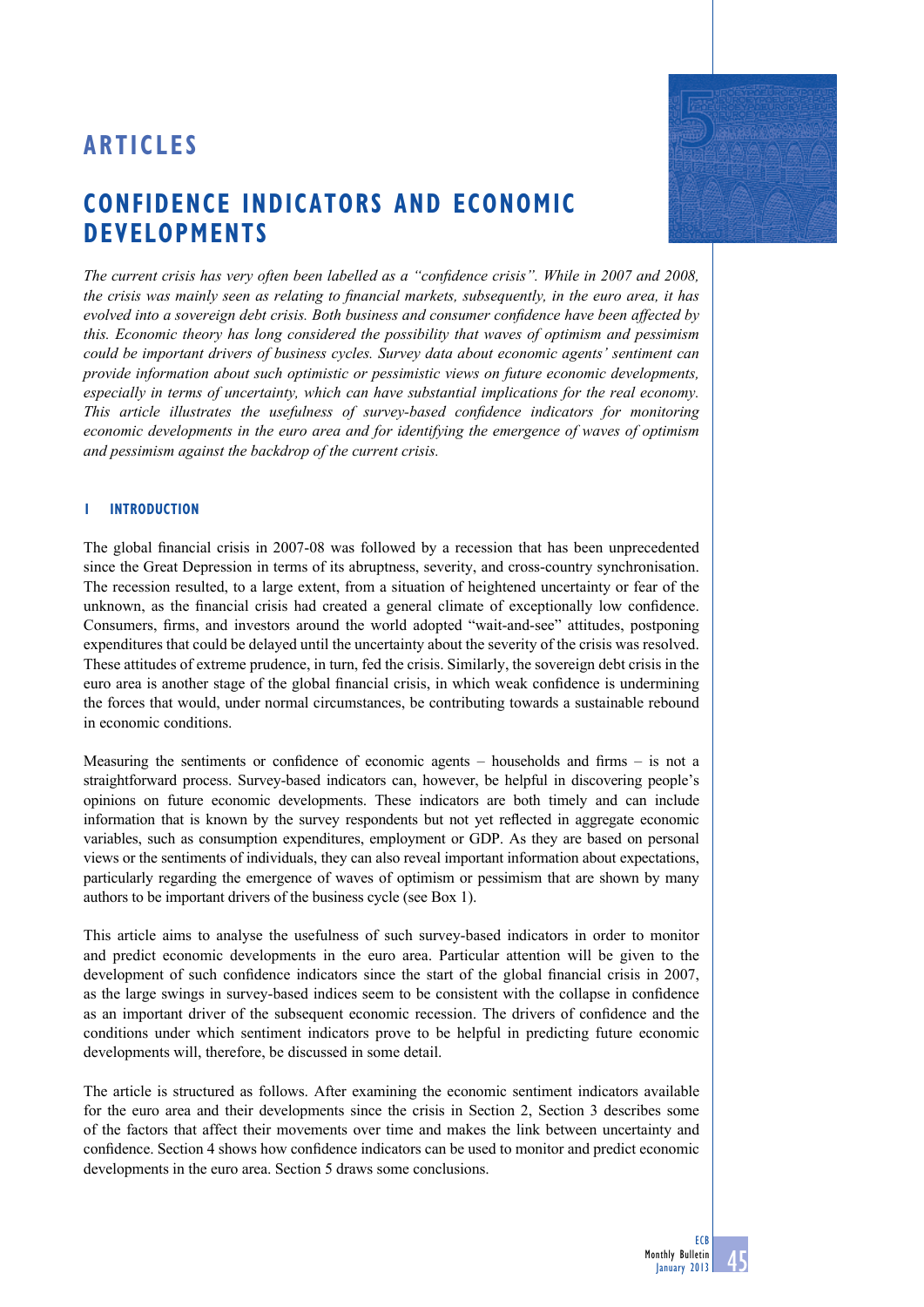# ARTICLES

# CONFIDENCE INDICATORS AND ECONOMIC DEVELOPMENTS

*The current crisis has very often been labelled as a "confidence crisis". While in 2007 and 2008, the crisis was mainly seen as relating to financial markets, subsequently, in the euro area, it has evolved into a sovereign debt crisis. Both business and consumer confidence have been affected by this. Economic theory has long considered the possibility that waves of optimism and pessimism could be important drivers of business cycles. Survey data about economic agents' sentiment can provide information about such optimistic or pessimistic views on future economic developments, especially in terms of uncertainty, which can have substantial implications for the real economy. This article illustrates the usefulness of survey-based confidence indicators for monitoring economic developments in the euro area and for identifying the emergence of waves of optimism and pessimism against the backdrop of the current crisis.*

## 1 INTRODUCTION

The global financial crisis in 2007-08 was followed by a recession that has been unprecedented since the Great Depression in terms of its abruptness, severity, and cross-country synchronisation. The recession resulted, to a large extent, from a situation of heightened uncertainty or fear of the unknown, as the financial crisis had created a general climate of exceptionally low confidence. Consumers, firms, and investors around the world adopted "wait-and-see" attitudes, postponing expenditures that could be delayed until the uncertainty about the severity of the crisis was resolved. These attitudes of extreme prudence, in turn, fed the crisis. Similarly, the sovereign debt crisis in the euro area is another stage of the global financial crisis, in which weak confidence is undermining the forces that would, under normal circumstances, be contributing towards a sustainable rebound in economic conditions.

Measuring the sentiments or confidence of economic agents – households and firms – is not a straightforward process. Survey-based indicators can, however, be helpful in discovering people's opinions on future economic developments. These indicators are both timely and can include information that is known by the survey respondents but not yet reflected in aggregate economic variables, such as consumption expenditures, employment or GDP. As they are based on personal views or the sentiments of individuals, they can also reveal important information about expectations, particularly regarding the emergence of waves of optimism or pessimism that are shown by many authors to be important drivers of the business cycle (see Box 1).

This article aims to analyse the usefulness of such survey-based indicators in order to monitor and predict economic developments in the euro area. Particular attention will be given to the development of such confidence indicators since the start of the global financial crisis in 2007, as the large swings in survey-based indices seem to be consistent with the collapse in confidence as an important driver of the subsequent economic recession. The drivers of confidence and the conditions under which sentiment indicators prove to be helpful in predicting future economic developments will, therefore, be discussed in some detail.

The article is structured as follows. After examining the economic sentiment indicators available for the euro area and their developments since the crisis in Section 2, Section 3 describes some of the factors that affect their movements over time and makes the link between uncertainty and confidence. Section 4 shows how confidence indicators can be used to monitor and predict economic developments in the euro area. Section 5 draws some conclusions.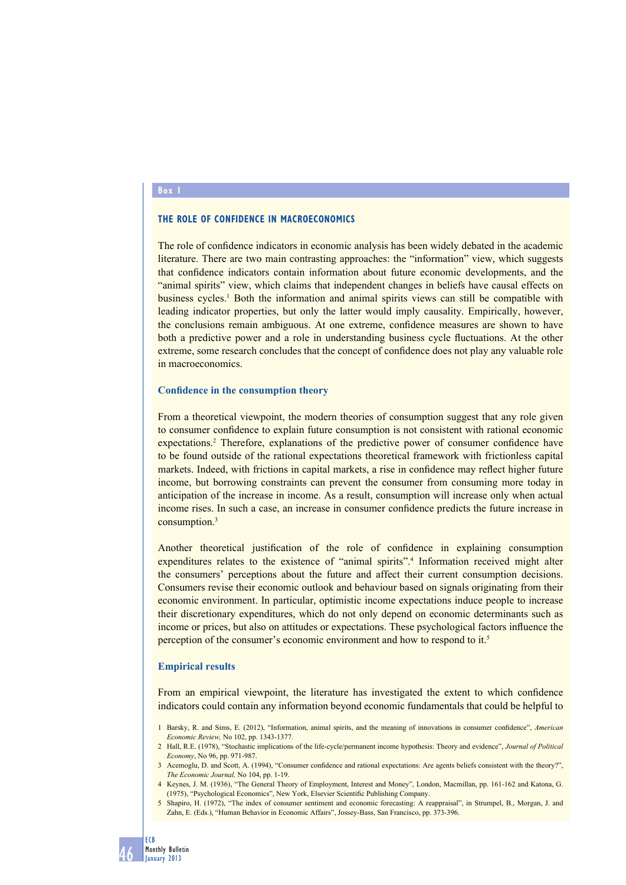**Box 1**

## THE ROLE OF CONFIDENCE IN MACROECONOMICS

The role of confidence indicators in economic analysis has been widely debated in the academic literature. There are two main contrasting approaches: the "information" view, which suggests that confidence indicators contain information about future economic developments, and the "animal spirits" view, which claims that independent changes in beliefs have causal effects on business cycles.[1] Both the information and animal spirits views can still be compatible with leading indicator properties, but only the latter would imply causality. Empirically, however, the conclusions remain ambiguous. At one extreme, confidence measures are shown to have both a predictive power and a role in understanding business cycle fluctuations. At the other extreme, some research concludes that the concept of confidence does not play any valuable role in macroeconomics.

### Confidence in the consumption theory

From a theoretical viewpoint, the modern theories of consumption suggest that any role given to consumer confidence to explain future consumption is not consistent with rational economic expectations.[2] Therefore, explanations of the predictive power of consumer confidence have to be found outside of the rational expectations theoretical framework with frictionless capital markets. Indeed, with frictions in capital markets, a rise in confidence may reflect higher future income, but borrowing constraints can prevent the consumer from consuming more today in anticipation of the increase in income. As a result, consumption will increase only when actual income rises. In such a case, an increase in consumer confidence predicts the future increase in consumption.[3]

Another theoretical justification of the role of confidence in explaining consumption expenditures relates to the existence of "animal spirits".[4] Information received might alter the consumers' perceptions about the future and affect their current consumption decisions. Consumers revise their economic outlook and behaviour based on signals originating from their economic environment. In particular, optimistic income expectations induce people to increase their discretionary expenditures, which do not only depend on economic determinants such as income or prices, but also on attitudes or expectations. These psychological factors influence the perception of the consumer's economic environment and how to respond to it.[5]

### Empirical results

From an empirical viewpoint, the literature has investigated the extent to which confidence indicators could contain any information beyond economic fundamentals that could be helpful to

1 Barsky, R. and Sims, E. (2012), "Information, animal spirits, and the meaning of innovations in consumer confidence", *American Economic Review,* No 102, pp. 1343-1377.

2 Hall, R.E. (1978), "Stochastic implications of the life-cycle/permanent income hypothesis: Theory and evidence", *Journal of Political Economy*, No 96, pp. 971-987.

3 Acemoglu, D. and Scott, A. (1994), "Consumer confidence and rational expectations: Are agents beliefs consistent with the theory?", *The Economic Journal,* No 104, pp. 1-19.

4 Keynes, J. M. (1936), "The General Theory of Employment, Interest and Money", London, Macmillan, pp. 161-162 and Katona, G. (1975), "Psychological Economics", New York, Elsevier Scientific Publishing Company.

5 Shapiro, H. (1972), "The index of consumer sentiment and economic forecasting: A reappraisal", in Strumpel, B., Morgan, J. and Zahn, E. (Eds.), "Human Behavior in Economic Affairs", Jossey-Bass, San Francisco, pp. 373-396.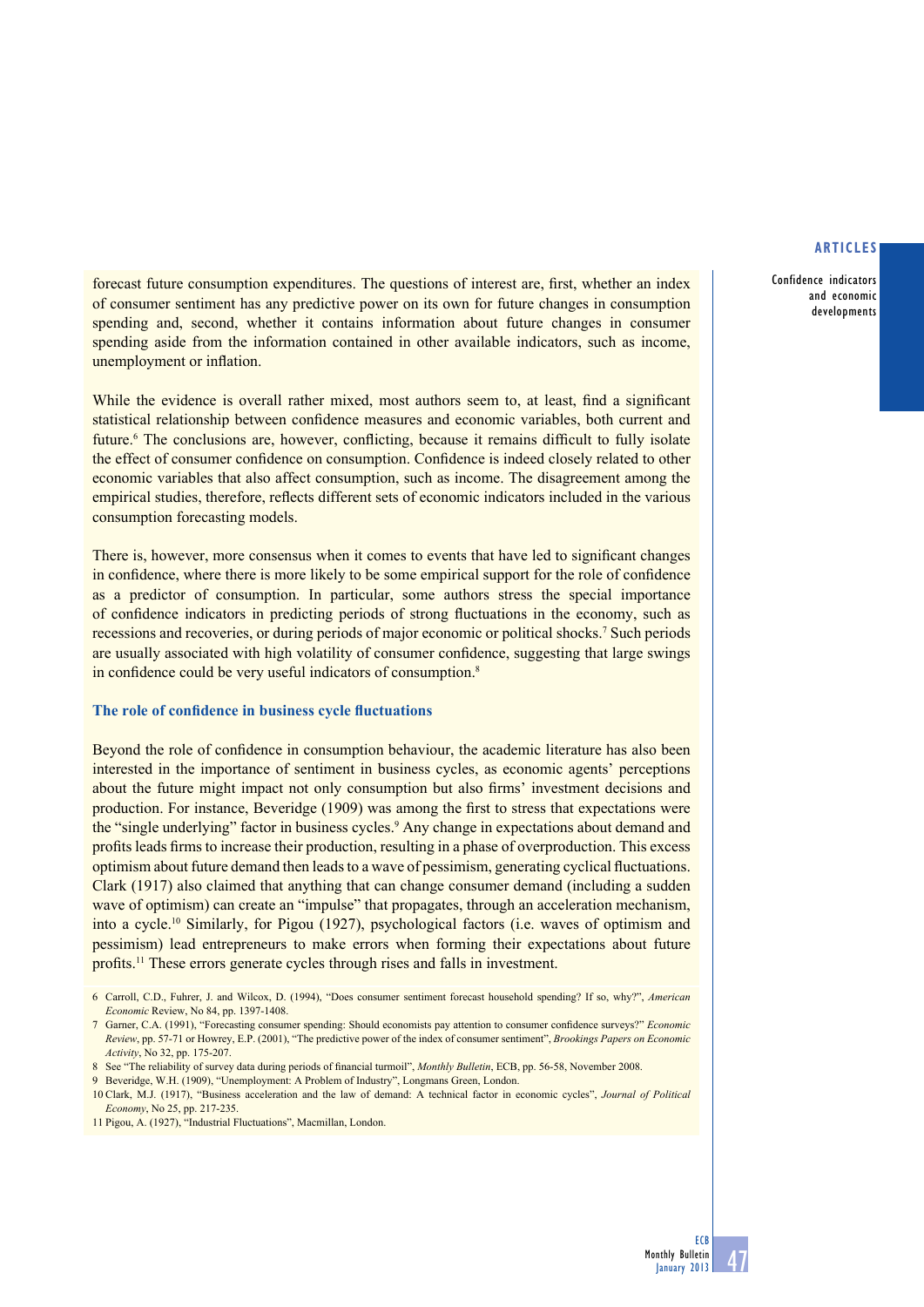forecast future consumption expenditures. The questions of interest are, first, whether an index of consumer sentiment has any predictive power on its own for future changes in consumption spending and, second, whether it contains information about future changes in consumer spending aside from the information contained in other available indicators, such as income, unemployment or inflation.

While the evidence is overall rather mixed, most authors seem to, at least, find a significant statistical relationship between confidence measures and economic variables, both current and future.[6] The conclusions are, however, conflicting, because it remains difficult to fully isolate the effect of consumer confidence on consumption. Confidence is indeed closely related to other economic variables that also affect consumption, such as income. The disagreement among the empirical studies, therefore, reflects different sets of economic indicators included in the various consumption forecasting models.

There is, however, more consensus when it comes to events that have led to significant changes in confidence, where there is more likely to be some empirical support for the role of confidence as a predictor of consumption. In particular, some authors stress the special importance of confidence indicators in predicting periods of strong fluctuations in the economy, such as recessions and recoveries, or during periods of major economic or political shocks.[7] Such periods are usually associated with high volatility of consumer confidence, suggesting that large swings in confidence could be very useful indicators of consumption.[8]

### The role of confidence in business cycle fluctuations

Beyond the role of confidence in consumption behaviour, the academic literature has also been interested in the importance of sentiment in business cycles, as economic agents' perceptions about the future might impact not only consumption but also firms' investment decisions and production. For instance, Beveridge (1909) was among the first to stress that expectations were the "single underlying" factor in business cycles.[9] Any change in expectations about demand and profits leads firms to increase their production, resulting in a phase of overproduction. This excess optimism about future demand then leads to a wave of pessimism, generating cyclical fluctuations. Clark (1917) also claimed that anything that can change consumer demand (including a sudden wave of optimism) can create an "impulse" that propagates, through an acceleration mechanism, into a cycle.[10] Similarly, for Pigou (1927), psychological factors (i.e. waves of optimism and pessimism) lead entrepreneurs to make errors when forming their expectations about future profits.[11] These errors generate cycles through rises and falls in investment.

6 Carroll, C.D., Fuhrer, J. and Wilcox, D. (1994), "Does consumer sentiment forecast household spending? If so, why?", *American Economic* Review, No 84, pp. 1397-1408.

7 Garner, C.A. (1991), "Forecasting consumer spending: Should economists pay attention to consumer confidence surveys?" *Economic Review*, pp. 57-71 or Howrey, E.P. (2001), "The predictive power of the index of consumer sentiment", *Brookings Papers on Economic Activity*, No 32, pp. 175-207.

8 See "The reliability of survey data during periods of financial turmoil", *Monthly Bulletin*, ECB, pp. 56-58, November 2008.

9 Beveridge, W.H. (1909), "Unemployment: A Problem of Industry", Longmans Green, London.

10 Clark, M.J. (1917), "Business acceleration and the law of demand: A technical factor in economic cycles", *Journal of Political Economy*, No 25, pp. 217-235.

11 Pigou, A. (1927), "Industrial Fluctuations", Macmillan, London.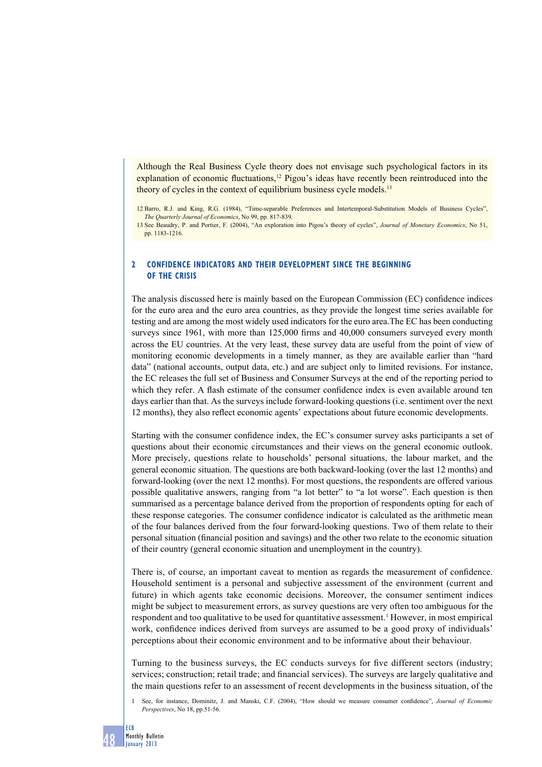Although the Real Business Cycle theory does not envisage such psychological factors in its explanation of economic fluctuations,[12] Pigou's ideas have recently been reintroduced into the theory of cycles in the context of equilibrium business cycle models.[13]

12 Barro, R.J. and King, R.G. (1984), "Time-separable Preferences and Intertemporal-Substitution Models of Business Cycles", *The Quarterly Journal of Economics*, No 99, pp. 817-839.

13 See Beaudry, P. and Portier, F. (2004), "An exploration into Pigou's theory of cycles", *Journal of Monetary Economics*, No 51, pp. 1183-1216.

## 2 CONFIDENCE INDICATORS AND THEIR DEVELOPMENT SINCE THE BEGINNING OF THE CRISIS

The analysis discussed here is mainly based on the European Commission (EC) confidence indices for the euro area and the euro area countries, as they provide the longest time series available for testing and are among the most widely used indicators for the euro area. The EC has been conducting surveys since 1961, with more than 125,000 firms and 40,000 consumers surveyed every month across the EU countries. At the very least, these survey data are useful from the point of view of monitoring economic developments in a timely manner, as they are available earlier than "hard data" (national accounts, output data, etc.) and are subject only to limited revisions. For instance, the EC releases the full set of Business and Consumer Surveys at the end of the reporting period to which they refer. A flash estimate of the consumer confidence index is even available around ten days earlier than that. As the surveys include forward-looking questions (i.e. sentiment over the next 12 months), they also reflect economic agents' expectations about future economic developments.

Starting with the consumer confidence index, the EC's consumer survey asks participants a set of questions about their economic circumstances and their views on the general economic outlook. More precisely, questions relate to households' personal situations, the labour market, and the general economic situation. The questions are both backward-looking (over the last 12 months) and forward-looking (over the next 12 months). For most questions, the respondents are offered various possible qualitative answers, ranging from "a lot better" to "a lot worse". Each question is then summarised as a percentage balance derived from the proportion of respondents opting for each of these response categories. The consumer confidence indicator is calculated as the arithmetic mean of the four balances derived from the four forward-looking questions. Two of them relate to their personal situation (financial position and savings) and the other two relate to the economic situation of their country (general economic situation and unemployment in the country).

There is, of course, an important caveat to mention as regards the measurement of confidence. Household sentiment is a personal and subjective assessment of the environment (current and future) in which agents take economic decisions. Moreover, the consumer sentiment indices might be subject to measurement errors, as survey questions are very often too ambiguous for the respondent and too qualitative to be used for quantitative assessment.[1] However, in most empirical work, confidence indices derived from surveys are assumed to be a good proxy of individuals' perceptions about their economic environment and to be informative about their behaviour.

Turning to the business surveys, the EC conducts surveys for five different sectors (industry; services; construction; retail trade; and financial services). The surveys are largely qualitative and the main questions refer to an assessment of recent developments in the business situation, of the

1 See, for instance, Dominitz, J. and Manski, C.F. (2004), "How should we measure consumer confidence", *Journal of Economic Perspectives*, No 18, pp.51-56.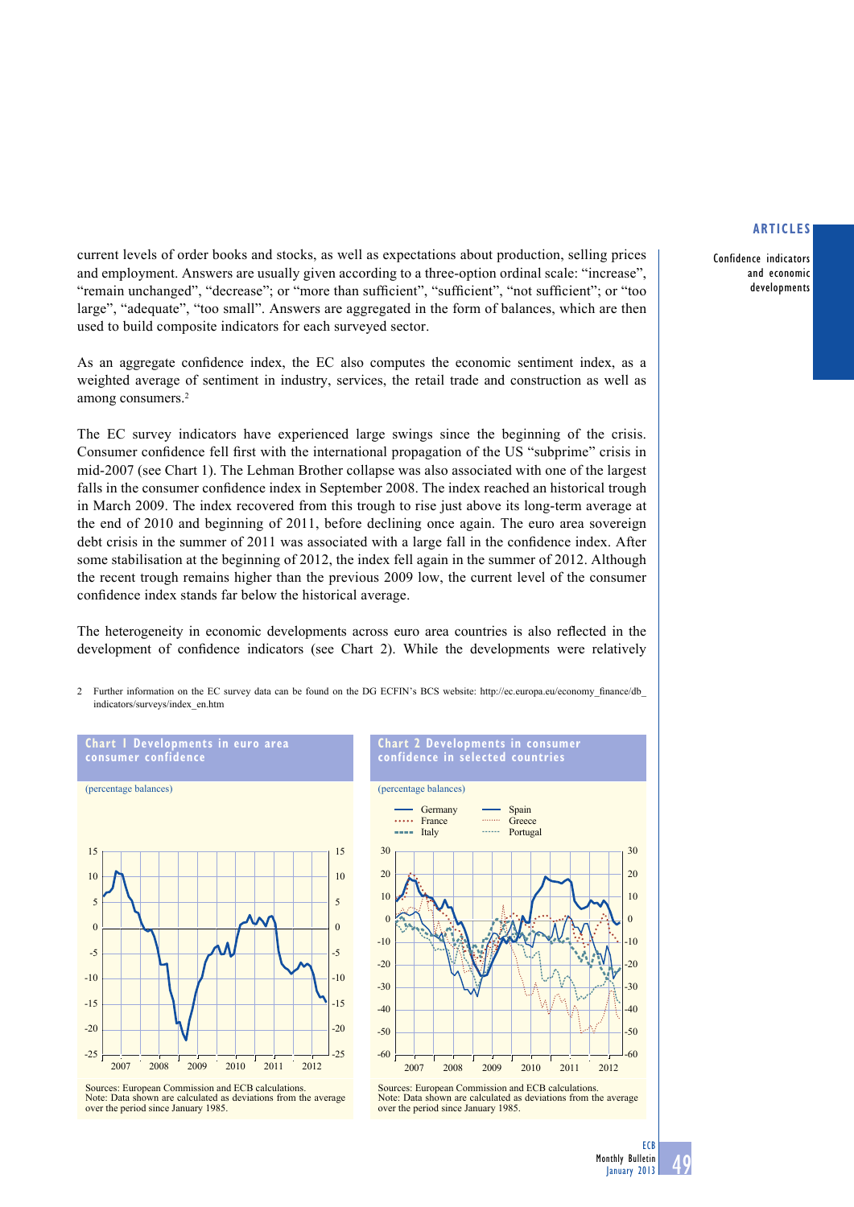current levels of order books and stocks, as well as expectations about production, selling prices and employment. Answers are usually given according to a three-option ordinal scale: "increase", "remain unchanged", "decrease"; or "more than sufficient", "sufficient", "not sufficient"; or "too large", "adequate", "too small". Answers are aggregated in the form of balances, which are then used to build composite indicators for each surveyed sector.

As an aggregate confidence index, the EC also computes the economic sentiment index, as a weighted average of sentiment in industry, services, the retail trade and construction as well as among consumers.[2]

The EC survey indicators have experienced large swings since the beginning of the crisis. Consumer confidence fell first with the international propagation of the US "subprime" crisis in mid-2007 (see Chart 1). The Lehman Brother collapse was also associated with one of the largest falls in the consumer confidence index in September 2008. The index reached an historical trough in March 2009. The index recovered from this trough to rise just above its long-term average at the end of 2010 and beginning of 2011, before declining once again. The euro area sovereign debt crisis in the summer of 2011 was associated with a large fall in the confidence index. After some stabilisation at the beginning of 2012, the index fell again in the summer of 2012. Although the recent trough remains higher than the previous 2009 low, the current level of the consumer confidence index stands far below the historical average.

The heterogeneity in economic developments across euro area countries is also reflected in the development of confidence indicators (see Chart 2). While the developments were relatively

2 Further information on the EC survey data can be found on the DG ECFIN's BCS website: http://ec.europa.eu/economy_finance/db_indicators/surveys/index_en.htm

**Chart 1 Developments in euro area consumer confidence**

(percentage balances)

Sources: European Commission and ECB calculations.
Note: Data shown are calculated as deviations from the average over the period since January 1985.

**Chart 2 Developments in consumer confidence in selected countries**

(percentage balances)

Sources: European Commission and ECB calculations.
Note: Data shown are calculated as deviations from the average over the period since January 1985.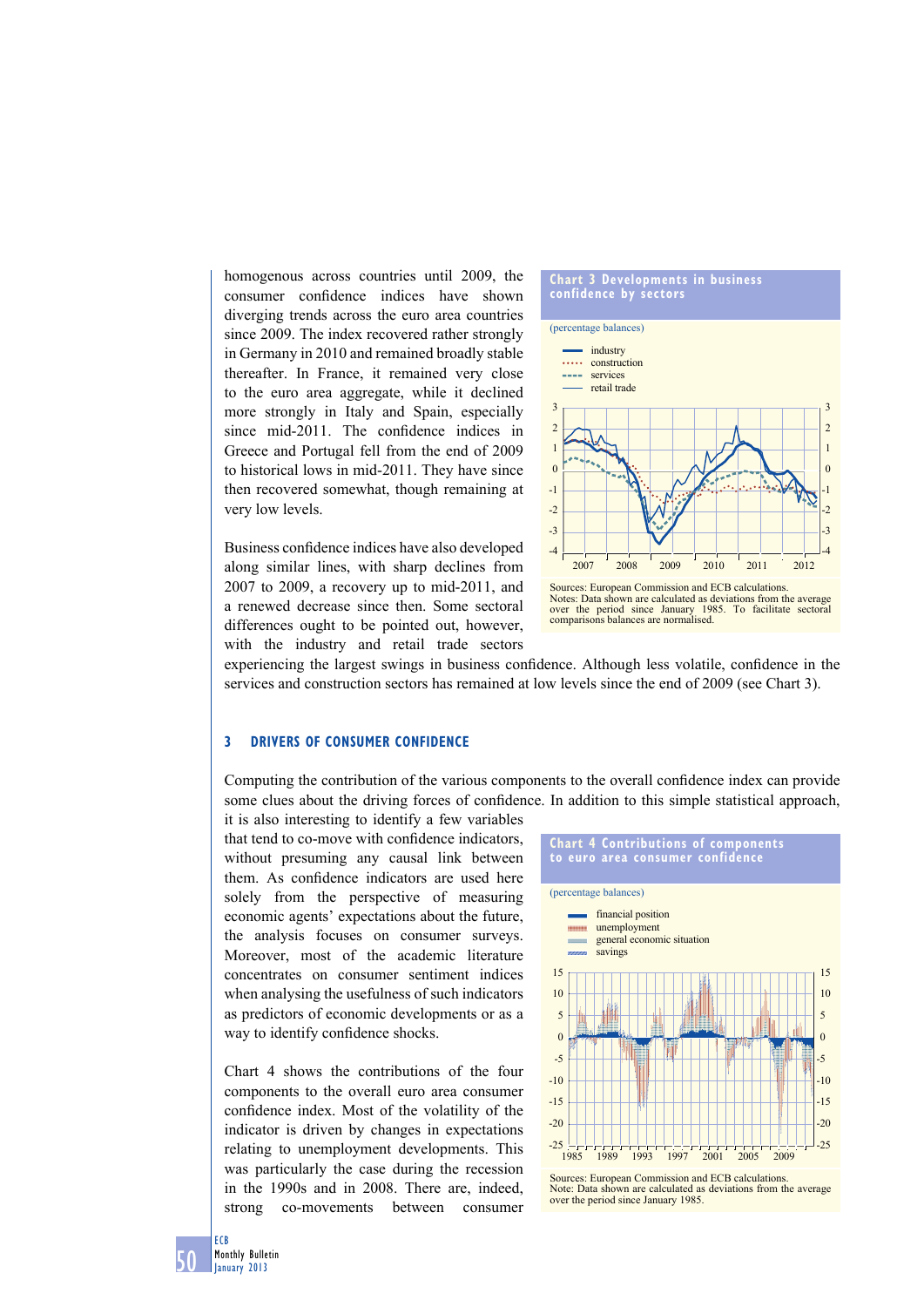homogenous across countries until 2009, the consumer confidence indices have shown diverging trends across the euro area countries since 2009. The index recovered rather strongly in Germany in 2010 and remained broadly stable thereafter. In France, it remained very close to the euro area aggregate, while it declined more strongly in Italy and Spain, especially since mid-2011. The confidence indices in Greece and Portugal fell from the end of 2009 to historical lows in mid-2011. They have since then recovered somewhat, though remaining at very low levels.

Business confidence indices have also developed along similar lines, with sharp declines from 2007 to 2009, a recovery up to mid-2011, and a renewed decrease since then. Some sectoral differences ought to be pointed out, however, with the industry and retail trade sectors experiencing the largest swings in business confidence. Although less volatile, confidence in the services and construction sectors has remained at low levels since the end of 2009 (see Chart 3).

**Chart 3 Developments in business confidence by sectors**

(percentage balances)

Sources: European Commission and ECB calculations.
Notes: Data shown are calculated as deviations from the average over the period since January 1985. To facilitate sectoral comparisons balances are normalised.

## 3 DRIVERS OF CONSUMER CONFIDENCE

Computing the contribution of the various components to the overall confidence index can provide some clues about the driving forces of confidence. In addition to this simple statistical approach, it is also interesting to identify a few variables that tend to co-move with confidence indicators, without presuming any causal link between them. As confidence indicators are used here solely from the perspective of measuring economic agents' expectations about the future, the analysis focuses on consumer surveys. Moreover, most of the academic literature concentrates on consumer sentiment indices when analysing the usefulness of such indicators as predictors of economic developments or as a way to identify confidence shocks.

Chart 4 shows the contributions of the four components to the overall euro area consumer confidence index. Most of the volatility of the indicator is driven by changes in expectations relating to unemployment developments. This was particularly the case during the recession in the 1990s and in 2008. There are, indeed, strong co-movements between consumer

**Chart 4 Contributions of components to euro area consumer confidence**

(percentage balances)

Sources: European Commission and ECB calculations.
Note: Data shown are calculated as deviations from the average over the period since January 1985.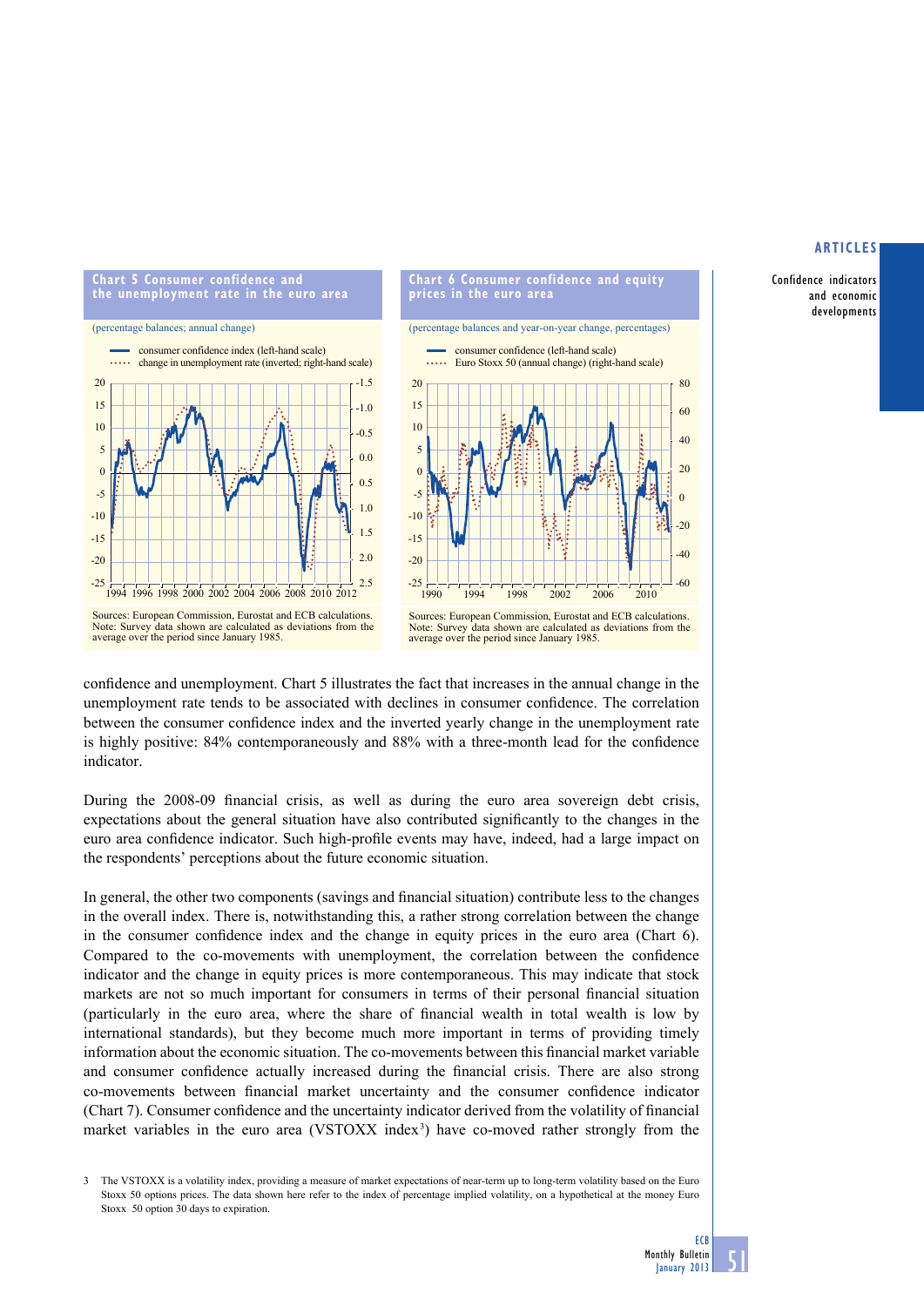**Chart 5 Consumer confidence and the unemployment rate in the euro area**

(percentage balances; annual change)

- consumer confidence index (left-hand scale)
- change in unemployment rate (inverted; right-hand scale)

Sources: European Commission, Eurostat and ECB calculations.
Note: Survey data shown are calculated as deviations from the average over the period since January 1985.

**Chart 6 Consumer confidence and equity prices in the euro area**

(percentage balances and year-on-year change, percentages)

- consumer confidence (left-hand scale)
- Euro Stoxx 50 (annual change) (right-hand scale)

Sources: European Commission, Eurostat and ECB calculations.
Note: Survey data shown are calculated as deviations from the average over the period since January 1985.

confidence and unemployment. Chart 5 illustrates the fact that increases in the annual change in the unemployment rate tends to be associated with declines in consumer confidence. The correlation between the consumer confidence index and the inverted yearly change in the unemployment rate is highly positive: 84% contemporaneously and 88% with a three-month lead for the confidence indicator.

During the 2008-09 financial crisis, as well as during the euro area sovereign debt crisis, expectations about the general situation have also contributed significantly to the changes in the euro area confidence indicator. Such high-profile events may have, indeed, had a large impact on the respondents' perceptions about the future economic situation.

In general, the other two components (savings and financial situation) contribute less to the changes in the overall index. There is, notwithstanding this, a rather strong correlation between the change in the consumer confidence index and the change in equity prices in the euro area (Chart 6). Compared to the co-movements with unemployment, the correlation between the confidence indicator and the change in equity prices is more contemporaneous. This may indicate that stock markets are not so much important for consumers in terms of their personal financial situation (particularly in the euro area, where the share of financial wealth in total wealth is low by international standards), but they become much more important in terms of providing timely information about the economic situation. The co-movements between this financial market variable and consumer confidence actually increased during the financial crisis. There are also strong co-movements between financial market uncertainty and the consumer confidence indicator (Chart 7). Consumer confidence and the uncertainty indicator derived from the volatility of financial market variables in the euro area (VSTOXX index[3]) have co-moved rather strongly from the

3 The VSTOXX is a volatility index, providing a measure of market expectations of near-term up to long-term volatility based on the Euro Stoxx 50 options prices. The data shown here refer to the index of percentage implied volatility, on a hypothetical at the money Euro Stoxx 50 option 30 days to expiration.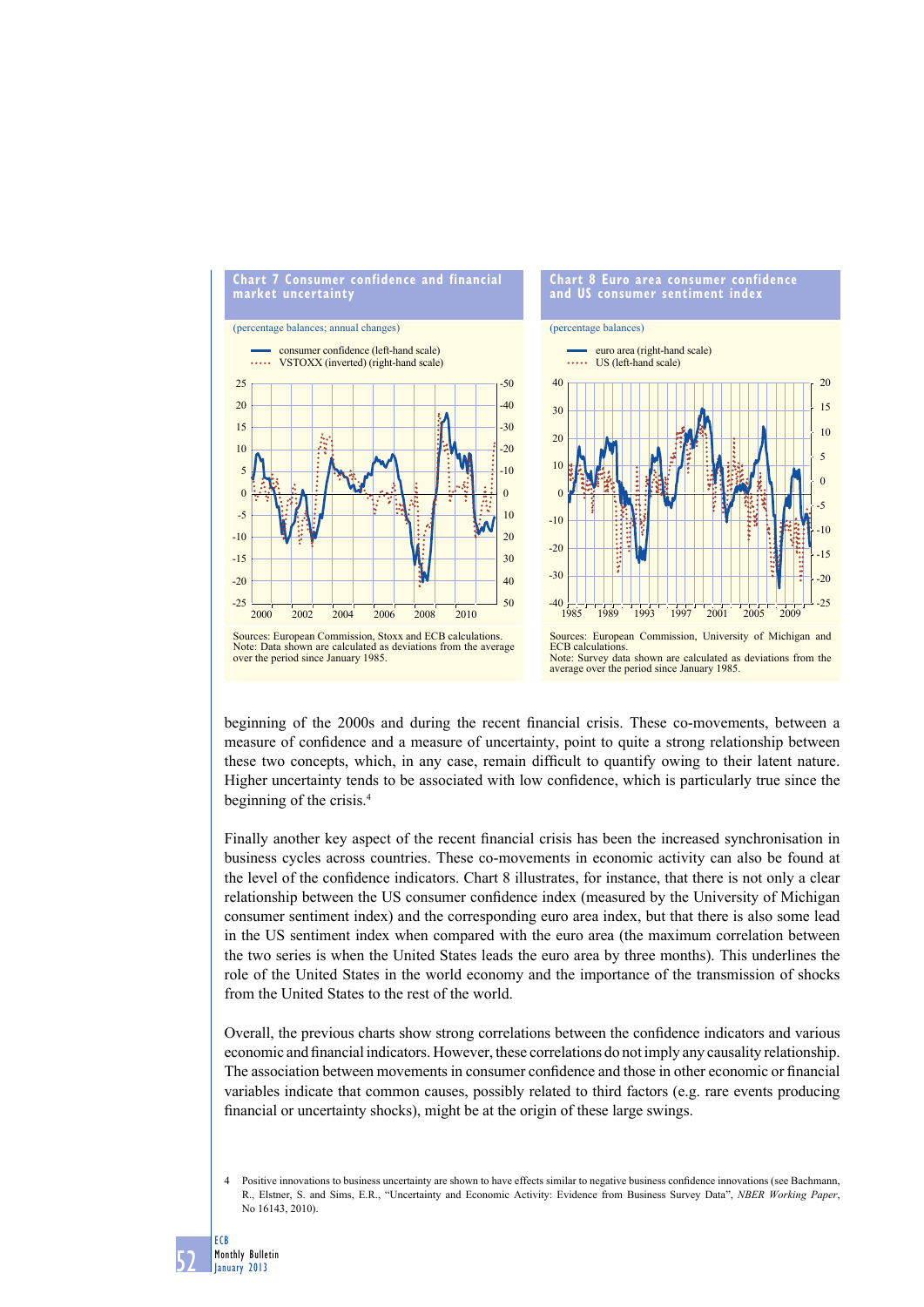**Chart 7 Consumer confidence and financial market uncertainty**

(percentage balances; annual changes)

- consumer confidence (left-hand scale)
- VSTOXX (inverted) (right-hand scale)

Sources: European Commission, Stoxx and ECB calculations.
Note: Data shown are calculated as deviations from the average over the period since January 1985.

**Chart 8 Euro area consumer confidence and US consumer sentiment index**

(percentage balances)

- euro area (right-hand scale)
- US (left-hand scale)

Sources: European Commission, University of Michigan and ECB calculations.
Note: Survey data shown are calculated as deviations from the average over the period since January 1985.

beginning of the 2000s and during the recent financial crisis. These co-movements, between a measure of confidence and a measure of uncertainty, point to quite a strong relationship between these two concepts, which, in any case, remain difficult to quantify owing to their latent nature. Higher uncertainty tends to be associated with low confidence, which is particularly true since the beginning of the crisis.[4]

Finally another key aspect of the recent financial crisis has been the increased synchronisation in business cycles across countries. These co-movements in economic activity can also be found at the level of the confidence indicators. Chart 8 illustrates, for instance, that there is not only a clear relationship between the US consumer confidence index (measured by the University of Michigan consumer sentiment index) and the corresponding euro area index, but that there is also some lead in the US sentiment index when compared with the euro area (the maximum correlation between the two series is when the United States leads the euro area by three months). This underlines the role of the United States in the world economy and the importance of the transmission of shocks from the United States to the rest of the world.

Overall, the previous charts show strong correlations between the confidence indicators and various economic and financial indicators. However, these correlations do not imply any causality relationship. The association between movements in consumer confidence and those in other economic or financial variables indicate that common causes, possibly related to third factors (e.g. rare events producing financial or uncertainty shocks), might be at the origin of these large swings.

4 Positive innovations to business uncertainty are shown to have effects similar to negative business confidence innovations (see Bachmann, R., Elstner, S. and Sims, E.R., "Uncertainty and Economic Activity: Evidence from Business Survey Data", *NBER Working Paper*, No 16143, 2010).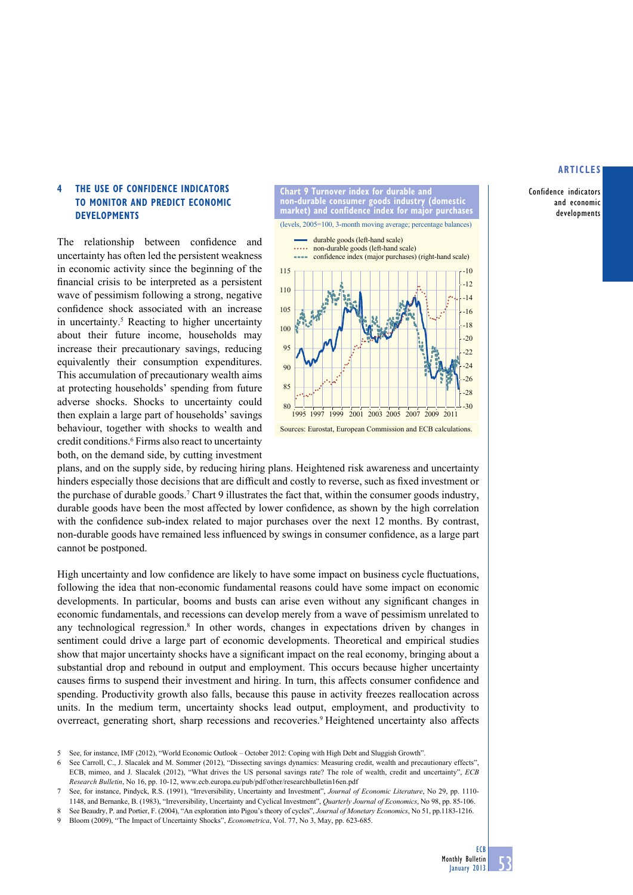## 4 THE USE OF CONFIDENCE INDICATORS TO MONITOR AND PREDICT ECONOMIC DEVELOPMENTS

The relationship between confidence and uncertainty has often led the persistent weakness in economic activity since the beginning of the financial crisis to be interpreted as a persistent wave of pessimism following a strong, negative confidence shock associated with an increase in uncertainty.[5] Reacting to higher uncertainty about their future income, households may increase their precautionary savings, reducing equivalently their consumption expenditures. This accumulation of precautionary wealth aims at protecting households' spending from future adverse shocks. Shocks to uncertainty could then explain a large part of households' savings behaviour, together with shocks to wealth and credit conditions.[6] Firms also react to uncertainty both, on the demand side, by cutting investment plans, and on the supply side, by reducing hiring plans. Heightened risk awareness and uncertainty hinders especially those decisions that are difficult and costly to reverse, such as fixed investment or the purchase of durable goods.[7] Chart 9 illustrates the fact that, within the consumer goods industry, durable goods have been the most affected by lower confidence, as shown by the high correlation with the confidence sub-index related to major purchases over the next 12 months. By contrast, non-durable goods have remained less influenced by swings in consumer confidence, as a large part cannot be postponed.

**Chart 9 Turnover index for durable and non-durable consumer goods industry (domestic market) and confidence index for major purchases**

(levels, 2005=100, 3-month moving average; percentage balances)

- durable goods (left-hand scale)
- non-durable goods (left-hand scale)
- confidence index (major purchases) (right-hand scale)

Sources: Eurostat, European Commission and ECB calculations.

High uncertainty and low confidence are likely to have some impact on business cycle fluctuations, following the idea that non-economic fundamental reasons could have some impact on economic developments. In particular, booms and busts can arise even without any significant changes in economic fundamentals, and recessions can develop merely from a wave of pessimism unrelated to any technological regression.[8] In other words, changes in expectations driven by changes in sentiment could drive a large part of economic developments. Theoretical and empirical studies show that major uncertainty shocks have a significant impact on the real economy, bringing about a substantial drop and rebound in output and employment. This occurs because higher uncertainty causes firms to suspend their investment and hiring. In turn, this affects consumer confidence and spending. Productivity growth also falls, because this pause in activity freezes reallocation across units. In the medium term, uncertainty shocks lead output, employment, and productivity to overreact, generating short, sharp recessions and recoveries.[9] Heightened uncertainty also affects

5 See, for instance, IMF (2012), "World Economic Outlook – October 2012: Coping with High Debt and Sluggish Growth".

6 See Carroll, C., J. Slacalek and M. Sommer (2012), "Dissecting savings dynamics: Measuring credit, wealth and precautionary effects", ECB, mimeo, and J. Slacalek (2012), "What drives the US personal savings rate? The role of wealth, credit and uncertainty", *ECB Research Bulletin*, No 16, pp. 10-12, www.ecb.europa.eu/pub/pdf/other/researchbulletin16en.pdf

7 See, for instance, Pindyck, R.S. (1991), "Irreversibility, Uncertainty and Investment", *Journal of Economic Literature*, No 29, pp. 1110-1148, and Bernanke, B. (1983), "Irreversibility, Uncertainty and Cyclical Investment", *Quarterly Journal of Economics*, No 98, pp. 85-106.

8 See Beaudry, P. and Portier, F. (2004), "An exploration into Pigou's theory of cycles", *Journal of Monetary Economics*, No 51, pp.1183-1216.

9 Bloom (2009), "The Impact of Uncertainty Shocks", *Econometrica*, Vol. 77, No 3, May, pp. 623-685.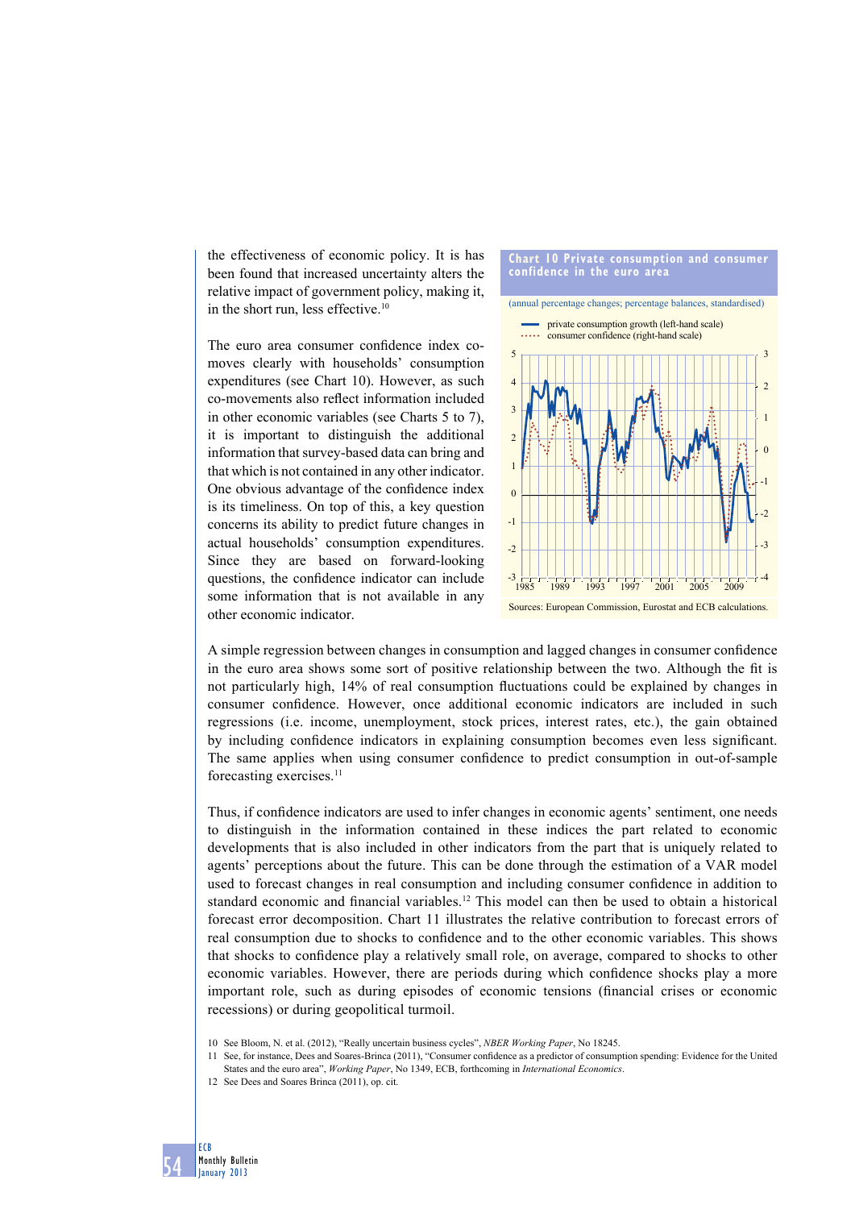the effectiveness of economic policy. It is has been found that increased uncertainty alters the relative impact of government policy, making it, in the short run, less effective.[10]

The euro area consumer confidence index co-moves clearly with households' consumption expenditures (see Chart 10). However, as such co-movements also reflect information included in other economic variables (see Charts 5 to 7), it is important to distinguish the additional information that survey-based data can bring and that which is not contained in any other indicator. One obvious advantage of the confidence index is its timeliness. On top of this, a key question concerns its ability to predict future changes in actual households' consumption expenditures. Since they are based on forward-looking questions, the confidence indicator can include some information that is not available in any other economic indicator.

**Chart 10 Private consumption and consumer confidence in the euro area**

(annual percentage changes; percentage balances, standardised)

- private consumption growth (left-hand scale)
- consumer confidence (right-hand scale)

Sources: European Commission, Eurostat and ECB calculations.

A simple regression between changes in consumption and lagged changes in consumer confidence in the euro area shows some sort of positive relationship between the two. Although the fit is not particularly high, 14% of real consumption fluctuations could be explained by changes in consumer confidence. However, once additional economic indicators are included in such regressions (i.e. income, unemployment, stock prices, interest rates, etc.), the gain obtained by including confidence indicators in explaining consumption becomes even less significant. The same applies when using consumer confidence to predict consumption in out-of-sample forecasting exercises.[11]

Thus, if confidence indicators are used to infer changes in economic agents' sentiment, one needs to distinguish in the information contained in these indices the part related to economic developments that is also included in other indicators from the part that is uniquely related to agents' perceptions about the future. This can be done through the estimation of a VAR model used to forecast changes in real consumption and including consumer confidence in addition to standard economic and financial variables.[12] This model can then be used to obtain a historical forecast error decomposition. Chart 11 illustrates the relative contribution to forecast errors of real consumption due to shocks to confidence and to the other economic variables. This shows that shocks to confidence play a relatively small role, on average, compared to shocks to other economic variables. However, there are periods during which confidence shocks play a more important role, such as during episodes of economic tensions (financial crises or economic recessions) or during geopolitical turmoil.

10 See Bloom, N. et al. (2012), "Really uncertain business cycles", *NBER Working Paper*, No 18245.

11 See, for instance, Dees and Soares-Brinca (2011), "Consumer confidence as a predictor of consumption spending: Evidence for the United States and the euro area", *Working Paper*, No 1349, ECB, forthcoming in *International Economics*.

12 See Dees and Soares Brinca (2011), op. cit.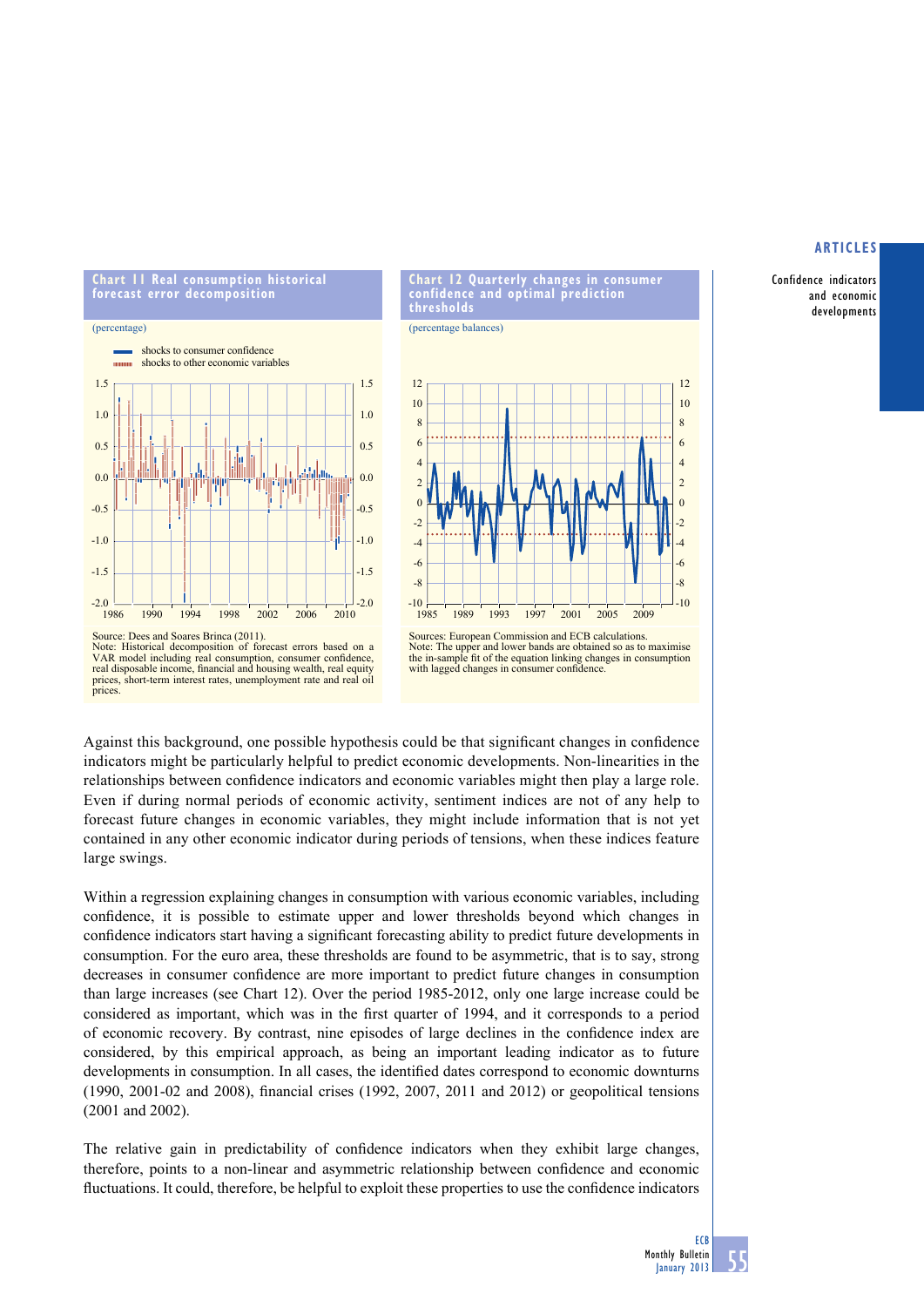**Chart 11 Real consumption historical forecast error decomposition**

(percentage)

shocks to consumer confidence
shocks to other economic variables

Source: Dees and Soares Brinca (2011).
Note: Historical decomposition of forecast errors based on a VAR model including real consumption, consumer confidence, real disposable income, financial and housing wealth, real equity prices, short-term interest rates, unemployment rate and real oil prices.

**Chart 12 Quarterly changes in consumer confidence and optimal prediction thresholds**

(percentage balances)

Sources: European Commission and ECB calculations.
Note: The upper and lower bands are obtained so as to maximise the in-sample fit of the equation linking changes in consumption with lagged changes in consumer confidence.

Against this background, one possible hypothesis could be that significant changes in confidence indicators might be particularly helpful to predict economic developments. Non-linearities in the relationships between confidence indicators and economic variables might then play a large role. Even if during normal periods of economic activity, sentiment indices are not of any help to forecast future changes in economic variables, they might include information that is not yet contained in any other economic indicator during periods of tensions, when these indices feature large swings.

Within a regression explaining changes in consumption with various economic variables, including confidence, it is possible to estimate upper and lower thresholds beyond which changes in confidence indicators start having a significant forecasting ability to predict future developments in consumption. For the euro area, these thresholds are found to be asymmetric, that is to say, strong decreases in consumer confidence are more important to predict future changes in consumption than large increases (see Chart 12). Over the period 1985-2012, only one large increase could be considered as important, which was in the first quarter of 1994, and it corresponds to a period of economic recovery. By contrast, nine episodes of large declines in the confidence index are considered, by this empirical approach, as being an important leading indicator as to future developments in consumption. In all cases, the identified dates correspond to economic downturns (1990, 2001-02 and 2008), financial crises (1992, 2007, 2011 and 2012) or geopolitical tensions (2001 and 2002).

The relative gain in predictability of confidence indicators when they exhibit large changes, therefore, points to a non-linear and asymmetric relationship between confidence and economic fluctuations. It could, therefore, be helpful to exploit these properties to use the confidence indicators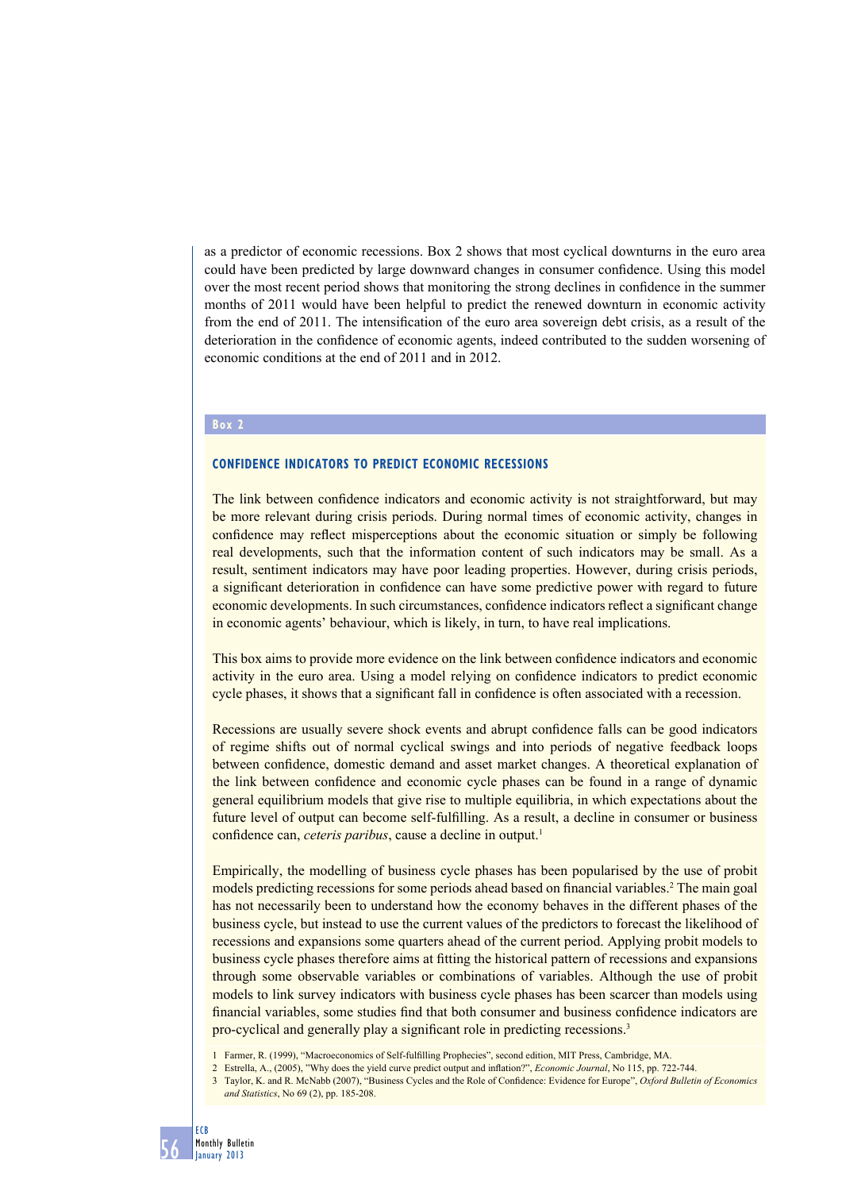as a predictor of economic recessions. Box 2 shows that most cyclical downturns in the euro area could have been predicted by large downward changes in consumer confidence. Using this model over the most recent period shows that monitoring the strong declines in confidence in the summer months of 2011 would have been helpful to predict the renewed downturn in economic activity from the end of 2011. The intensification of the euro area sovereign debt crisis, as a result of the deterioration in the confidence of economic agents, indeed contributed to the sudden worsening of economic conditions at the end of 2011 and in 2012.

**Box 2**

### CONFIDENCE INDICATORS TO PREDICT ECONOMIC RECESSIONS

The link between confidence indicators and economic activity is not straightforward, but may be more relevant during crisis periods. During normal times of economic activity, changes in confidence may reflect misperceptions about the economic situation or simply be following real developments, such that the information content of such indicators may be small. As a result, sentiment indicators may have poor leading properties. However, during crisis periods, a significant deterioration in confidence can have some predictive power with regard to future economic developments. In such circumstances, confidence indicators reflect a significant change in economic agents' behaviour, which is likely, in turn, to have real implications.

This box aims to provide more evidence on the link between confidence indicators and economic activity in the euro area. Using a model relying on confidence indicators to predict economic cycle phases, it shows that a significant fall in confidence is often associated with a recession.

Recessions are usually severe shock events and abrupt confidence falls can be good indicators of regime shifts out of normal cyclical swings and into periods of negative feedback loops between confidence, domestic demand and asset market changes. A theoretical explanation of the link between confidence and economic cycle phases can be found in a range of dynamic general equilibrium models that give rise to multiple equilibria, in which expectations about the future level of output can become self-fulfilling. As a result, a decline in consumer or business confidence can, *ceteris paribus*, cause a decline in output.[1]

Empirically, the modelling of business cycle phases has been popularised by the use of probit models predicting recessions for some periods ahead based on financial variables.[2] The main goal has not necessarily been to understand how the economy behaves in the different phases of the business cycle, but instead to use the current values of the predictors to forecast the likelihood of recessions and expansions some quarters ahead of the current period. Applying probit models to business cycle phases therefore aims at fitting the historical pattern of recessions and expansions through some observable variables or combinations of variables. Although the use of probit models to link survey indicators with business cycle phases has been scarcer than models using financial variables, some studies find that both consumer and business confidence indicators are pro-cyclical and generally play a significant role in predicting recessions.[3]

1 Farmer, R. (1999), "Macroeconomics of Self-fulfilling Prophecies", second edition, MIT Press, Cambridge, MA.

2 Estrella, A., (2005), "Why does the yield curve predict output and inflation?", *Economic Journal*, No 115, pp. 722-744.

3 Taylor, K. and R. McNabb (2007), "Business Cycles and the Role of Confidence: Evidence for Europe", *Oxford Bulletin of Economics and Statistics*, No 69 (2), pp. 185-208.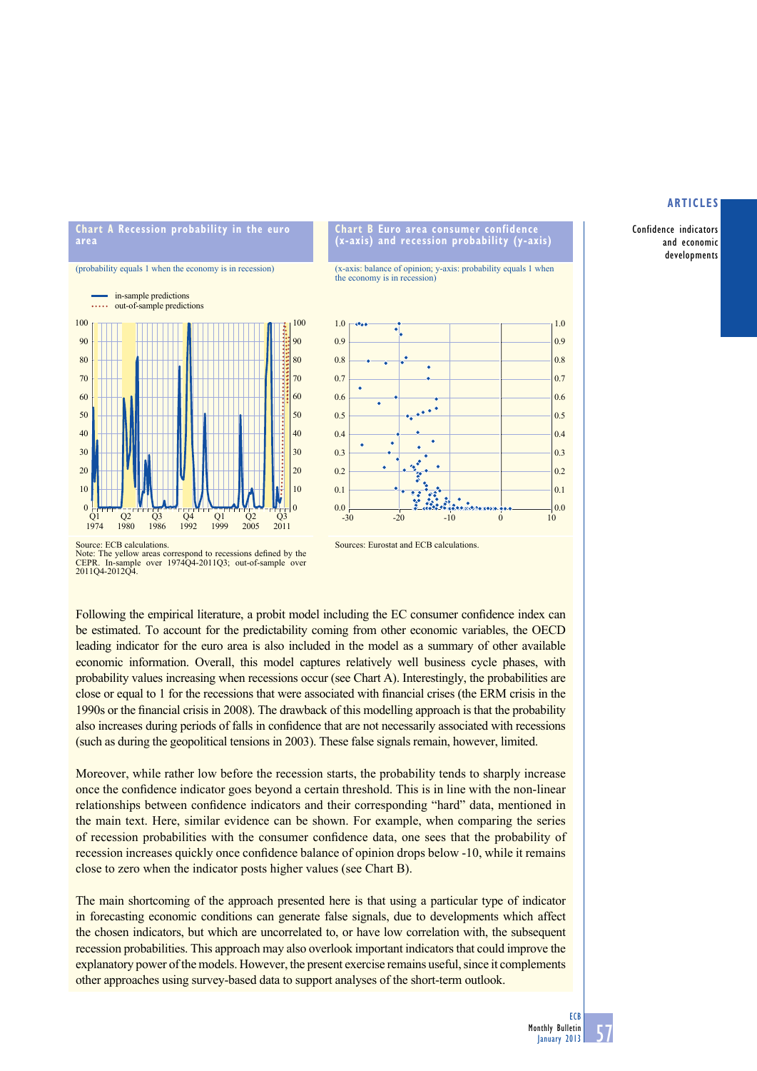**Chart A Recession probability in the euro area**

(probability equals 1 when the economy is in recession)

Source: ECB calculations.
Note: The yellow areas correspond to recessions defined by the CEPR. In-sample over 1974Q4-2011Q3; out-of-sample over 2011Q4-2012Q4.

**Chart B Euro area consumer confidence (x-axis) and recession probability (y-axis)**

(x-axis: balance of opinion; y-axis: probability equals 1 when the economy is in recession)

Sources: Eurostat and ECB calculations.

Following the empirical literature, a probit model including the EC consumer confidence index can be estimated. To account for the predictability coming from other economic variables, the OECD leading indicator for the euro area is also included in the model as a summary of other available economic information. Overall, this model captures relatively well business cycle phases, with probability values increasing when recessions occur (see Chart A). Interestingly, the probabilities are close or equal to 1 for the recessions that were associated with financial crises (the ERM crisis in the 1990s or the financial crisis in 2008). The drawback of this modelling approach is that the probability also increases during periods of falls in confidence that are not necessarily associated with recessions (such as during the geopolitical tensions in 2003). These false signals remain, however, limited.

Moreover, while rather low before the recession starts, the probability tends to sharply increase once the confidence indicator goes beyond a certain threshold. This is in line with the non-linear relationships between confidence indicators and their corresponding "hard" data, mentioned in the main text. Here, similar evidence can be shown. For example, when comparing the series of recession probabilities with the consumer confidence data, one sees that the probability of recession increases quickly once confidence balance of opinion drops below -10, while it remains close to zero when the indicator posts higher values (see Chart B).

The main shortcoming of the approach presented here is that using a particular type of indicator in forecasting economic conditions can generate false signals, due to developments which affect the chosen indicators, but which are uncorrelated to, or have low correlation with, the subsequent recession probabilities. This approach may also overlook important indicators that could improve the explanatory power of the models. However, the present exercise remains useful, since it complements other approaches using survey-based data to support analyses of the short-term outlook.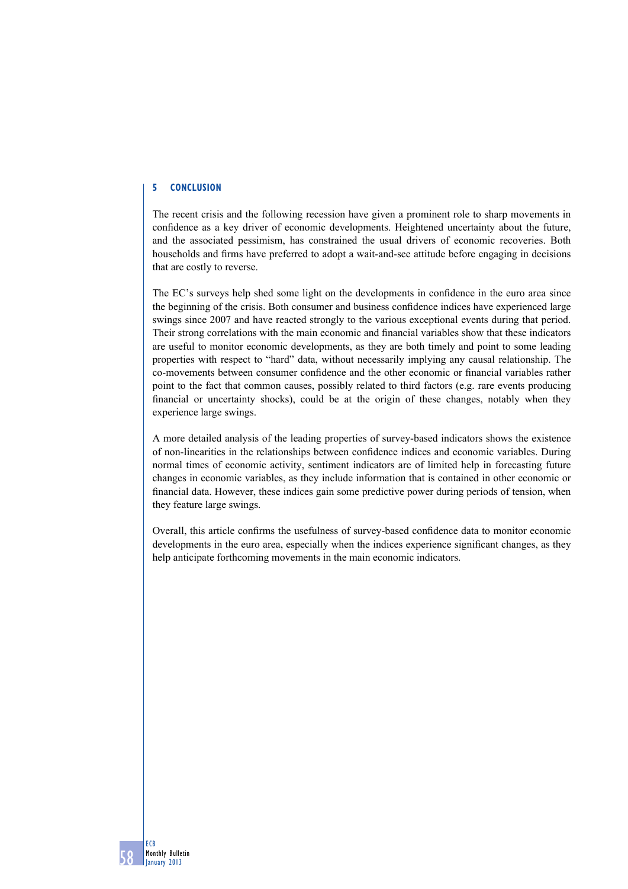## 5 CONCLUSION

The recent crisis and the following recession have given a prominent role to sharp movements in confidence as a key driver of economic developments. Heightened uncertainty about the future, and the associated pessimism, has constrained the usual drivers of economic recoveries. Both households and firms have preferred to adopt a wait-and-see attitude before engaging in decisions that are costly to reverse.

The EC's surveys help shed some light on the developments in confidence in the euro area since the beginning of the crisis. Both consumer and business confidence indices have experienced large swings since 2007 and have reacted strongly to the various exceptional events during that period. Their strong correlations with the main economic and financial variables show that these indicators are useful to monitor economic developments, as they are both timely and point to some leading properties with respect to "hard" data, without necessarily implying any causal relationship. The co-movements between consumer confidence and the other economic or financial variables rather point to the fact that common causes, possibly related to third factors (e.g. rare events producing financial or uncertainty shocks), could be at the origin of these changes, notably when they experience large swings.

A more detailed analysis of the leading properties of survey-based indicators shows the existence of non-linearities in the relationships between confidence indices and economic variables. During normal times of economic activity, sentiment indicators are of limited help in forecasting future changes in economic variables, as they include information that is contained in other economic or financial data. However, these indices gain some predictive power during periods of tension, when they feature large swings.

Overall, this article confirms the usefulness of survey-based confidence data to monitor economic developments in the euro area, especially when the indices experience significant changes, as they help anticipate forthcoming movements in the main economic indicators.